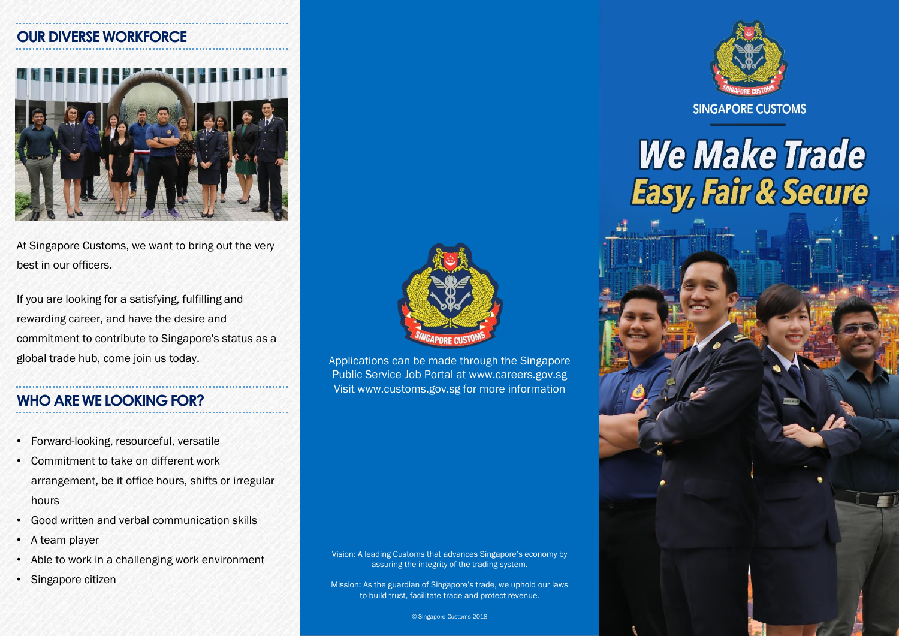## OUR DIVERSE WORKFORCE

At Singapore Customs, we want to bring out the very best in our officers.

If you are looking for a satisfying, fulfilling and rewarding career, and have the desire and commitment to contribute to Singapore's status as a global trade hub, come join us today.

## WHO ARE WE LOOKING FOR?

- Forward-looking, resourceful, versatile
- Commitment to take on different work arrangement, be it office hours, shifts or irregular hours
- Good written and verbal communication skills
- A team player
- Able to work in a challenging work environment
- Singapore citizen

SINGAPORE CUSTOMS

Applications can be made through the Singapore Public Service Job Portal at www.careers.gov.sg
Visit www.customs.gov.sg for more information

Vision: A leading Customs that advances Singapore's economy by assuring the integrity of the trading system.

Mission: As the guardian of Singapore's trade, we uphold our laws to build trust, facilitate trade and protect revenue.

© Singapore Customs 2018

SINGAPORE CUSTOMS

# We Make Trade Easy, Fair & Secure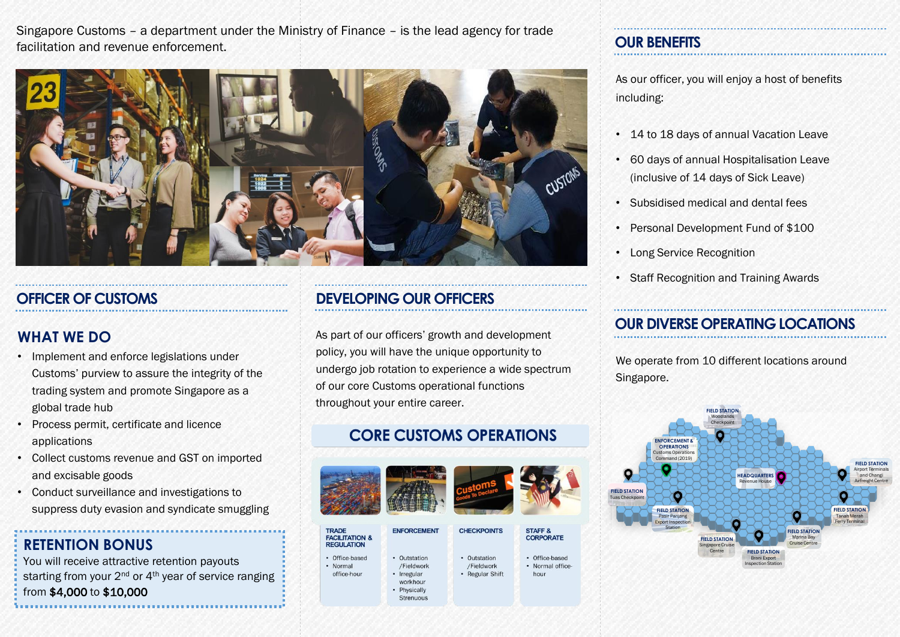Singapore Customs – a department under the Ministry of Finance – is the lead agency for trade facilitation and revenue enforcement.

## OFFICER OF CUSTOMS

### WHAT WE DO

- Implement and enforce legislations under Customs' purview to assure the integrity of the trading system and promote Singapore as a global trade hub
- Process permit, certificate and licence applications
- Collect customs revenue and GST on imported and excisable goods
- Conduct surveillance and investigations to suppress duty evasion and syndicate smuggling

### RETENTION BONUS

You will receive attractive retention payouts starting from your 2nd or 4th year of service ranging from **$4,000** to **$10,000**

## DEVELOPING OUR OFFICERS

As part of our officers' growth and development policy, you will have the unique opportunity to undergo job rotation to experience a wide spectrum of our core Customs operational functions throughout your entire career.

### CORE CUSTOMS OPERATIONS

| TRADE FACILITATION & REGULATION | ENFORCEMENT | CHECKPOINTS | STAFF & CORPORATE |
|---|---|---|---|
| • Office-based<br>• Normal office-hour | • Outstation /Fieldwork<br>• Irregular workhour<br>• Physically Strenuous | • Outstation /Fieldwork<br>• Regular Shift | • Office-based<br>• Normal office-hour |

## OUR BENEFITS

As our officer, you will enjoy a host of benefits including:

- 14 to 18 days of annual Vacation Leave
- 60 days of annual Hospitalisation Leave (inclusive of 14 days of Sick Leave)
- Subsidised medical and dental fees
- Personal Development Fund of $100
- Long Service Recognition
- Staff Recognition and Training Awards

## OUR DIVERSE OPERATING LOCATIONS

We operate from 10 different locations around Singapore.

FIELD STATION Woodlands Checkpoint

ENFORCEMENT & OPERATIONS Customs Operations Command (2019)

FIELD STATION Tuas Checkpoint

HEADQUARTERS Revenue House

FIELD STATION Airport Terminals and Changi Airfreight Centre

FIELD STATION Pasir Panjang Export Inspection Station

FIELD STATION Tanah Merah Ferry Terminal

FIELD STATION Marina Bay Cruise Centre

FIELD STATION Singapore Cruise Centre

FIELD STATION Brani Export Inspection Station